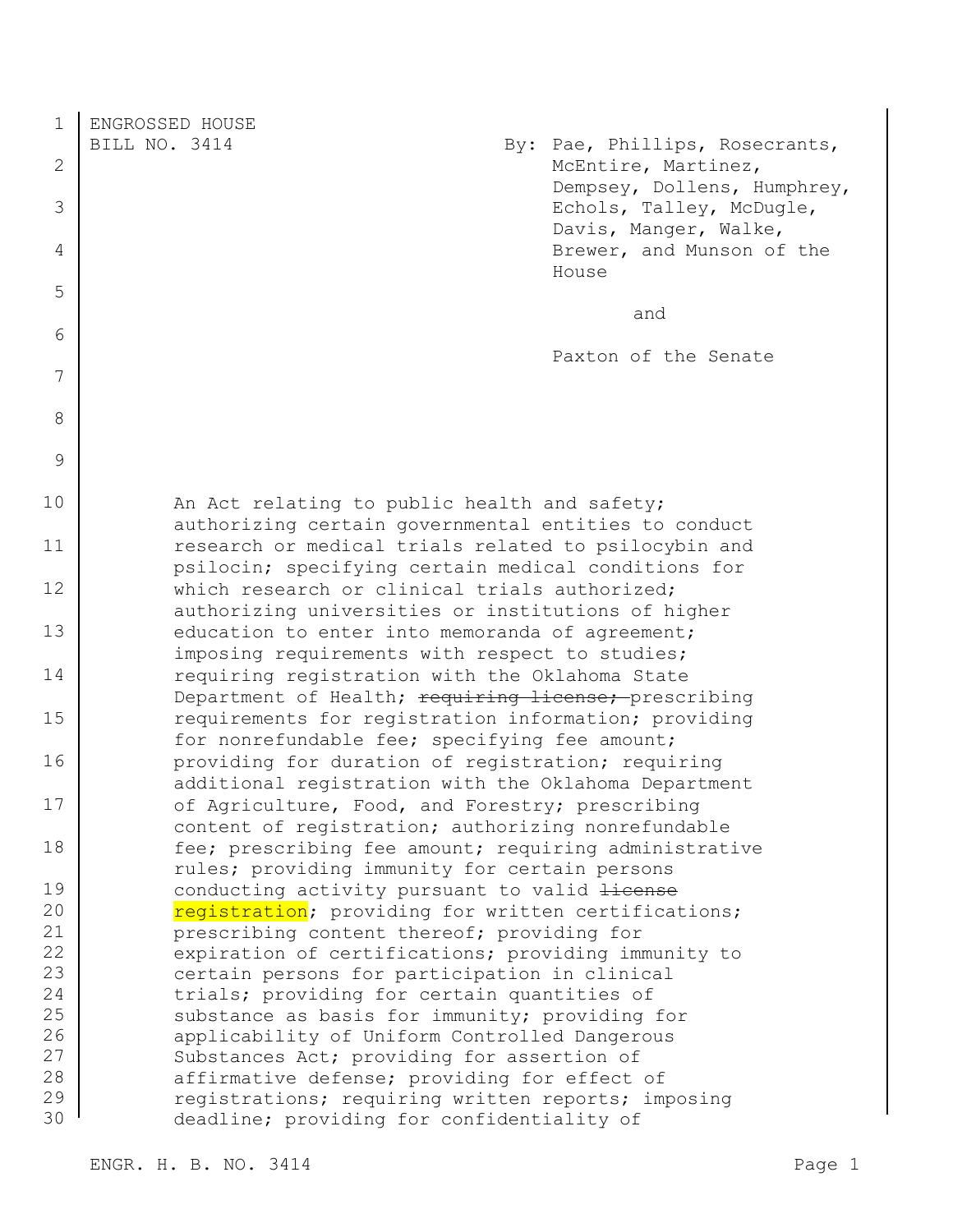ENGROSSED HOUSE
BILL NO. 3414

By: Pae, Phillips, Rosecrants, McEntire, Martinez, Dempsey, Dollens, Humphrey, Echols, Talley, McDugle, Davis, Manger, Walke, Brewer, and Munson of the House

and

Paxton of the Senate

An Act relating to public health and safety; authorizing certain governmental entities to conduct research or medical trials related to psilocybin and psilocin; specifying certain medical conditions for which research or clinical trials authorized; authorizing universities or institutions of higher education to enter into memoranda of agreement; imposing requirements with respect to studies; requiring registration with the Oklahoma State Department of Health; ~~requiring license;~~ prescribing requirements for registration information; providing for nonrefundable fee; specifying fee amount; providing for duration of registration; requiring additional registration with the Oklahoma Department of Agriculture, Food, and Forestry; prescribing content of registration; authorizing nonrefundable fee; prescribing fee amount; requiring administrative rules; providing immunity for certain persons conducting activity pursuant to valid ~~license~~ registration; providing for written certifications; prescribing content thereof; providing for expiration of certifications; providing immunity to certain persons for participation in clinical trials; providing for certain quantities of substance as basis for immunity; providing for applicability of Uniform Controlled Dangerous Substances Act; providing for assertion of affirmative defense; providing for effect of registrations; requiring written reports; imposing deadline; providing for confidentiality of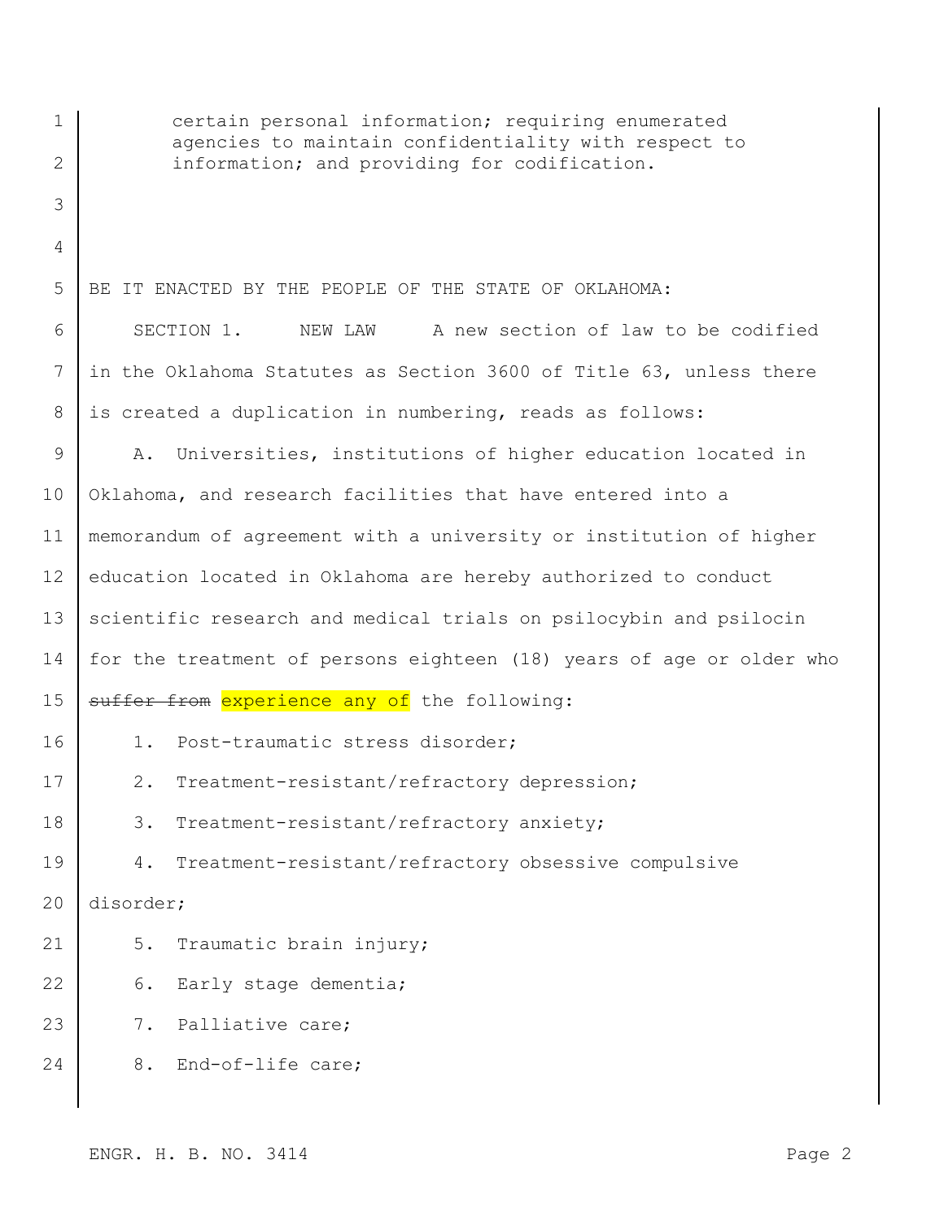certain personal information; requiring enumerated agencies to maintain confidentiality with respect to information; and providing for codification.

BE IT ENACTED BY THE PEOPLE OF THE STATE OF OKLAHOMA:

SECTION 1. NEW LAW A new section of law to be codified in the Oklahoma Statutes as Section 3600 of Title 63, unless there is created a duplication in numbering, reads as follows:

A. Universities, institutions of higher education located in Oklahoma, and research facilities that have entered into a memorandum of agreement with a university or institution of higher education located in Oklahoma are hereby authorized to conduct scientific research and medical trials on psilocybin and psilocin for the treatment of persons eighteen (18) years of age or older who ~~suffer from~~ experience any of the following:

1. Post-traumatic stress disorder;
2. Treatment-resistant/refractory depression;
3. Treatment-resistant/refractory anxiety;
4. Treatment-resistant/refractory obsessive compulsive disorder;
5. Traumatic brain injury;
6. Early stage dementia;
7. Palliative care;
8. End-of-life care;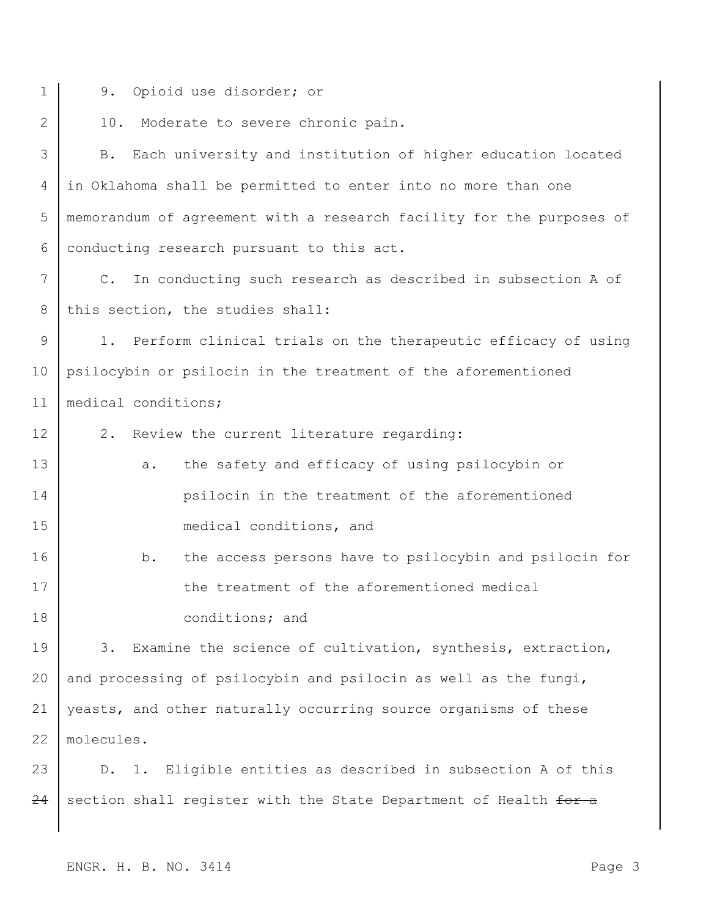9. Opioid use disorder; or

10. Moderate to severe chronic pain.

B. Each university and institution of higher education located in Oklahoma shall be permitted to enter into no more than one memorandum of agreement with a research facility for the purposes of conducting research pursuant to this act.

C. In conducting such research as described in subsection A of this section, the studies shall:

1. Perform clinical trials on the therapeutic efficacy of using psilocybin or psilocin in the treatment of the aforementioned medical conditions;

2. Review the current literature regarding:

   a. the safety and efficacy of using psilocybin or psilocin in the treatment of the aforementioned medical conditions, and

   b. the access persons have to psilocybin and psilocin for the treatment of the aforementioned medical conditions; and

3. Examine the science of cultivation, synthesis, extraction, and processing of psilocybin and psilocin as well as the fungi, yeasts, and other naturally occurring source organisms of these molecules.

D. 1. Eligible entities as described in subsection A of this section shall register with the State Department of Health ~~for a~~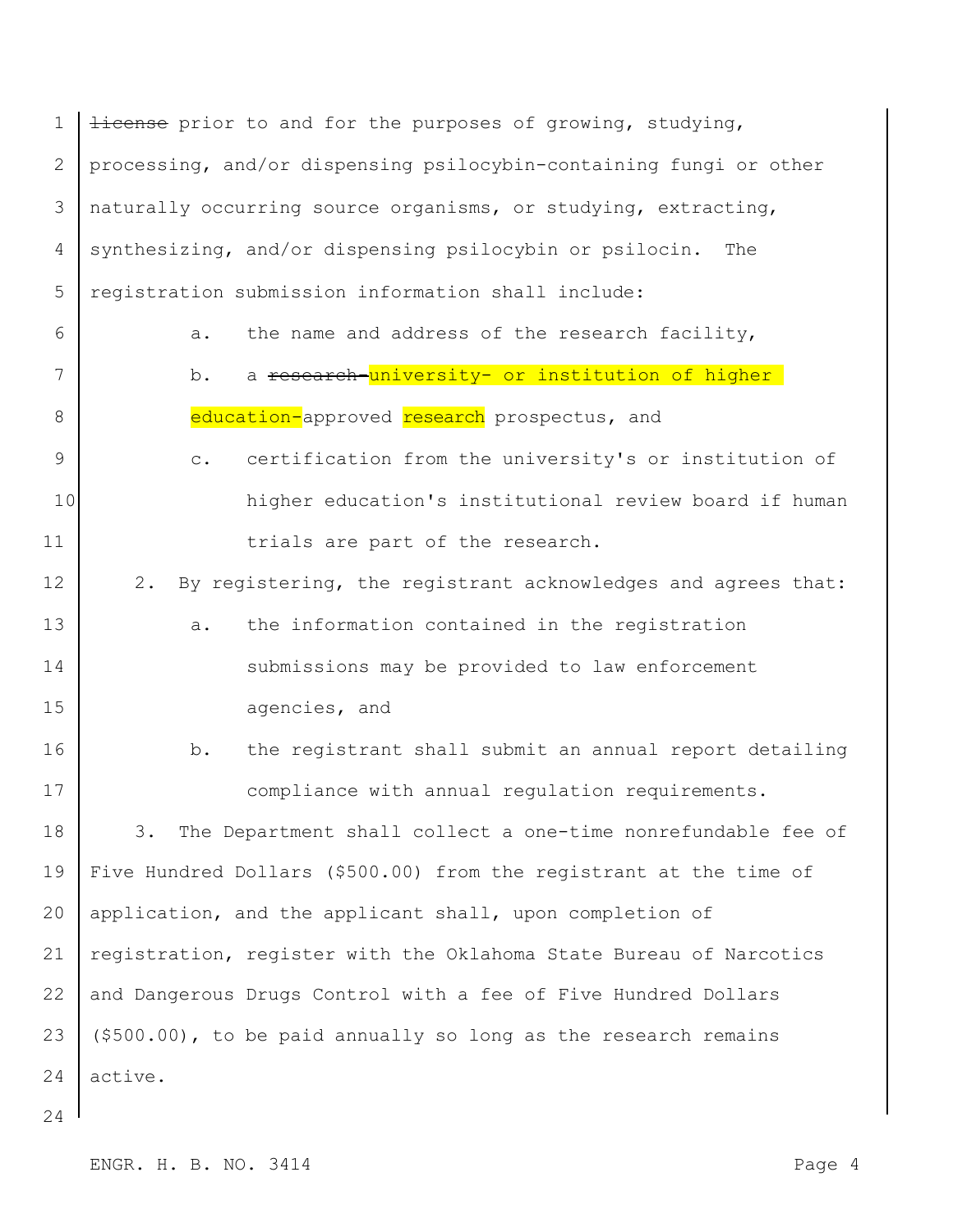~~license~~ prior to and for the purposes of growing, studying, processing, and/or dispensing psilocybin-containing fungi or other naturally occurring source organisms, or studying, extracting, synthesizing, and/or dispensing psilocybin or psilocin. The registration submission information shall include:

a. the name and address of the research facility,

b. a ~~research-~~university- or institution of higher education-approved research prospectus, and

c. certification from the university's or institution of higher education's institutional review board if human trials are part of the research.

2. By registering, the registrant acknowledges and agrees that:

a. the information contained in the registration submissions may be provided to law enforcement agencies, and

b. the registrant shall submit an annual report detailing compliance with annual regulation requirements.

3. The Department shall collect a one-time nonrefundable fee of Five Hundred Dollars ($500.00) from the registrant at the time of application, and the applicant shall, upon completion of registration, register with the Oklahoma State Bureau of Narcotics and Dangerous Drugs Control with a fee of Five Hundred Dollars ($500.00), to be paid annually so long as the research remains active.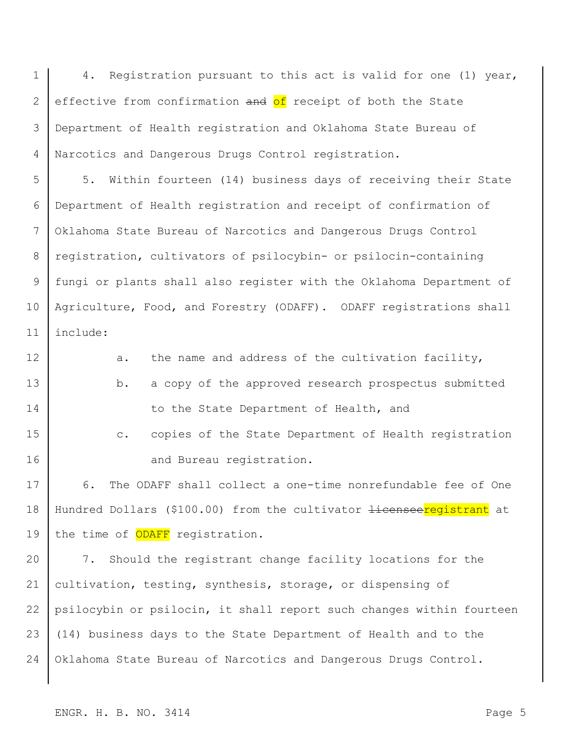4. Registration pursuant to this act is valid for one (1) year, effective from confirmation ~~and~~ of receipt of both the State Department of Health registration and Oklahoma State Bureau of Narcotics and Dangerous Drugs Control registration.

5. Within fourteen (14) business days of receiving their State Department of Health registration and receipt of confirmation of Oklahoma State Bureau of Narcotics and Dangerous Drugs Control registration, cultivators of psilocybin- or psilocin-containing fungi or plants shall also register with the Oklahoma Department of Agriculture, Food, and Forestry (ODAFF). ODAFF registrations shall include:

   a. the name and address of the cultivation facility,

   b. a copy of the approved research prospectus submitted to the State Department of Health, and

   c. copies of the State Department of Health registration and Bureau registration.

6. The ODAFF shall collect a one-time nonrefundable fee of One Hundred Dollars ($100.00) from the cultivator ~~licensee~~registrant at the time of ODAFF registration.

7. Should the registrant change facility locations for the cultivation, testing, synthesis, storage, or dispensing of psilocybin or psilocin, it shall report such changes within fourteen (14) business days to the State Department of Health and to the Oklahoma State Bureau of Narcotics and Dangerous Drugs Control.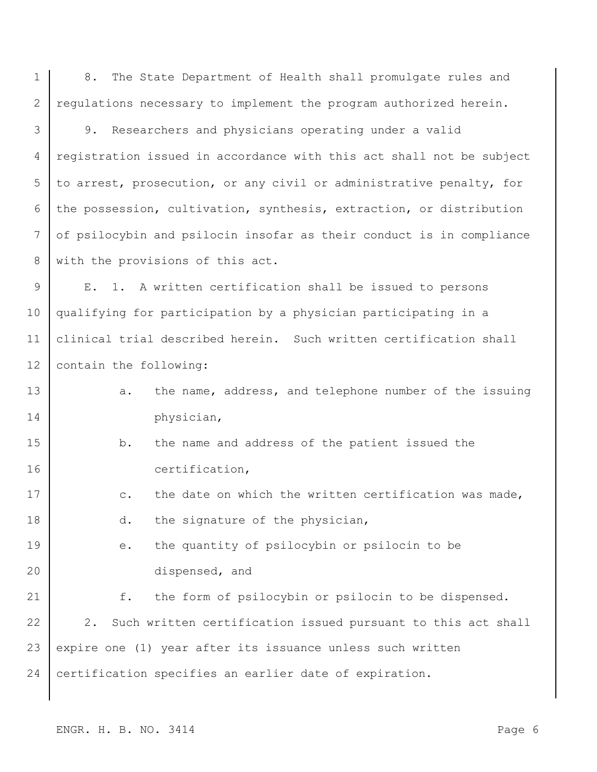8. The State Department of Health shall promulgate rules and regulations necessary to implement the program authorized herein.

9. Researchers and physicians operating under a valid registration issued in accordance with this act shall not be subject to arrest, prosecution, or any civil or administrative penalty, for the possession, cultivation, synthesis, extraction, or distribution of psilocybin and psilocin insofar as their conduct is in compliance with the provisions of this act.

E. 1. A written certification shall be issued to persons qualifying for participation by a physician participating in a clinical trial described herein. Such written certification shall contain the following:

a. the name, address, and telephone number of the issuing physician,

b. the name and address of the patient issued the certification,

c. the date on which the written certification was made,

d. the signature of the physician,

e. the quantity of psilocybin or psilocin to be dispensed, and

f. the form of psilocybin or psilocin to be dispensed.

2. Such written certification issued pursuant to this act shall expire one (1) year after its issuance unless such written certification specifies an earlier date of expiration.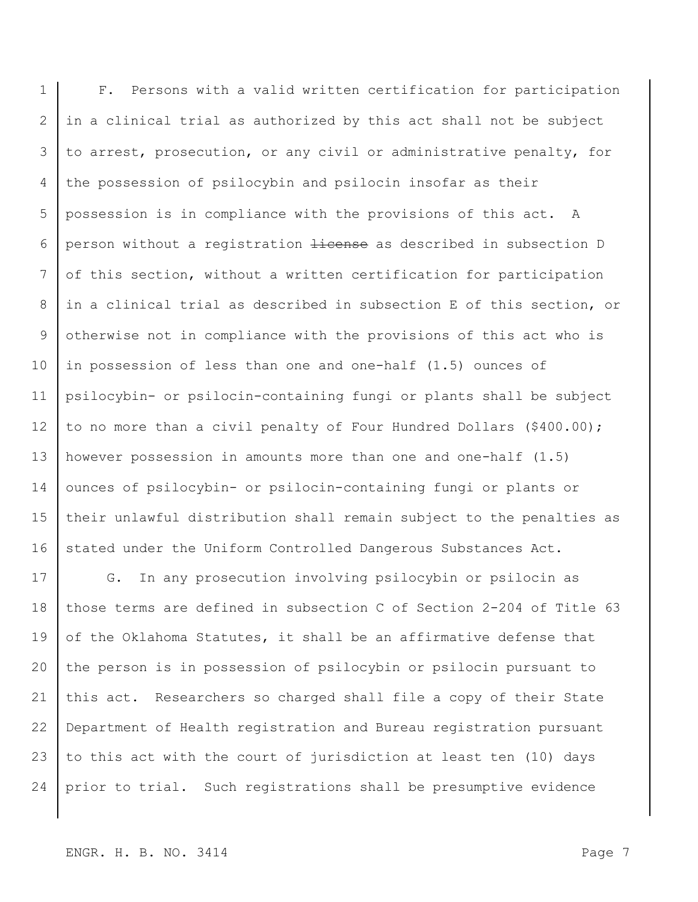F. Persons with a valid written certification for participation in a clinical trial as authorized by this act shall not be subject to arrest, prosecution, or any civil or administrative penalty, for the possession of psilocybin and psilocin insofar as their possession is in compliance with the provisions of this act. A person without a registration ~~license~~ as described in subsection D of this section, without a written certification for participation in a clinical trial as described in subsection E of this section, or otherwise not in compliance with the provisions of this act who is in possession of less than one and one-half (1.5) ounces of psilocybin- or psilocin-containing fungi or plants shall be subject to no more than a civil penalty of Four Hundred Dollars ($400.00); however possession in amounts more than one and one-half (1.5) ounces of psilocybin- or psilocin-containing fungi or plants or their unlawful distribution shall remain subject to the penalties as stated under the Uniform Controlled Dangerous Substances Act.

G. In any prosecution involving psilocybin or psilocin as those terms are defined in subsection C of Section 2-204 of Title 63 of the Oklahoma Statutes, it shall be an affirmative defense that the person is in possession of psilocybin or psilocin pursuant to this act. Researchers so charged shall file a copy of their State Department of Health registration and Bureau registration pursuant to this act with the court of jurisdiction at least ten (10) days prior to trial. Such registrations shall be presumptive evidence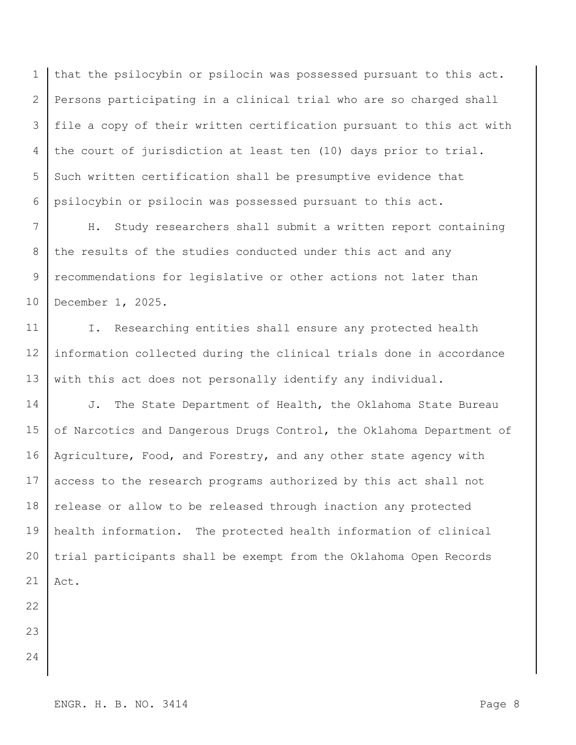that the psilocybin or psilocin was possessed pursuant to this act. Persons participating in a clinical trial who are so charged shall file a copy of their written certification pursuant to this act with the court of jurisdiction at least ten (10) days prior to trial. Such written certification shall be presumptive evidence that psilocybin or psilocin was possessed pursuant to this act.

H. Study researchers shall submit a written report containing the results of the studies conducted under this act and any recommendations for legislative or other actions not later than December 1, 2025.

I. Researching entities shall ensure any protected health information collected during the clinical trials done in accordance with this act does not personally identify any individual.

J. The State Department of Health, the Oklahoma State Bureau of Narcotics and Dangerous Drugs Control, the Oklahoma Department of Agriculture, Food, and Forestry, and any other state agency with access to the research programs authorized by this act shall not release or allow to be released through inaction any protected health information. The protected health information of clinical trial participants shall be exempt from the Oklahoma Open Records Act.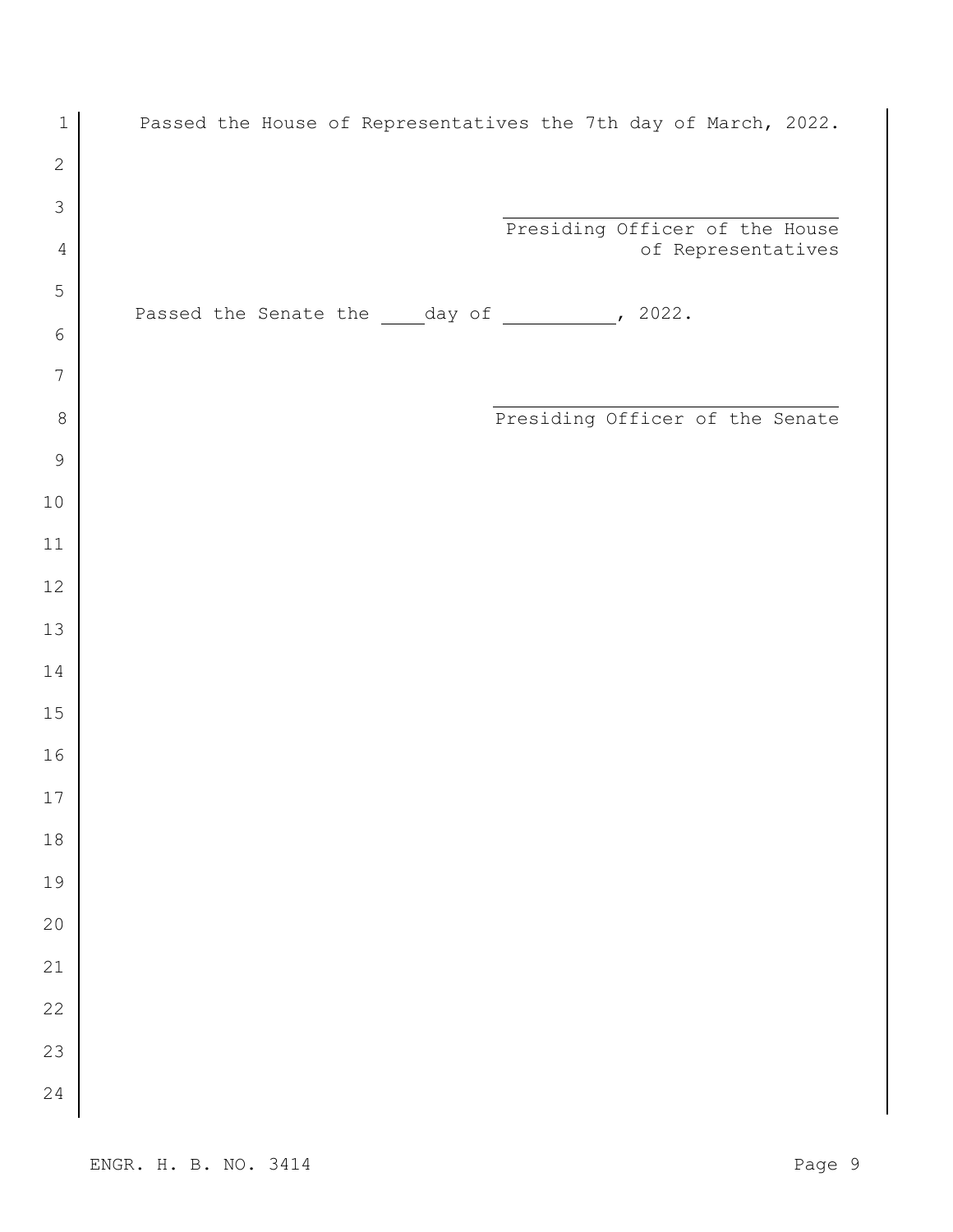Passed the House of Representatives the 7th day of March, 2022.

\_\_\_\_\_\_\_\_\_\_\_\_\_\_\_\_\_\_\_\_\_\_\_\_\_\_\_\_\_\_
Presiding Officer of the House
of Representatives

Passed the Senate the \_\_\_\_ day of \_\_\_\_\_\_\_\_\_\_, 2022.

\_\_\_\_\_\_\_\_\_\_\_\_\_\_\_\_\_\_\_\_\_\_\_\_\_\_\_\_\_\_
Presiding Officer of the Senate